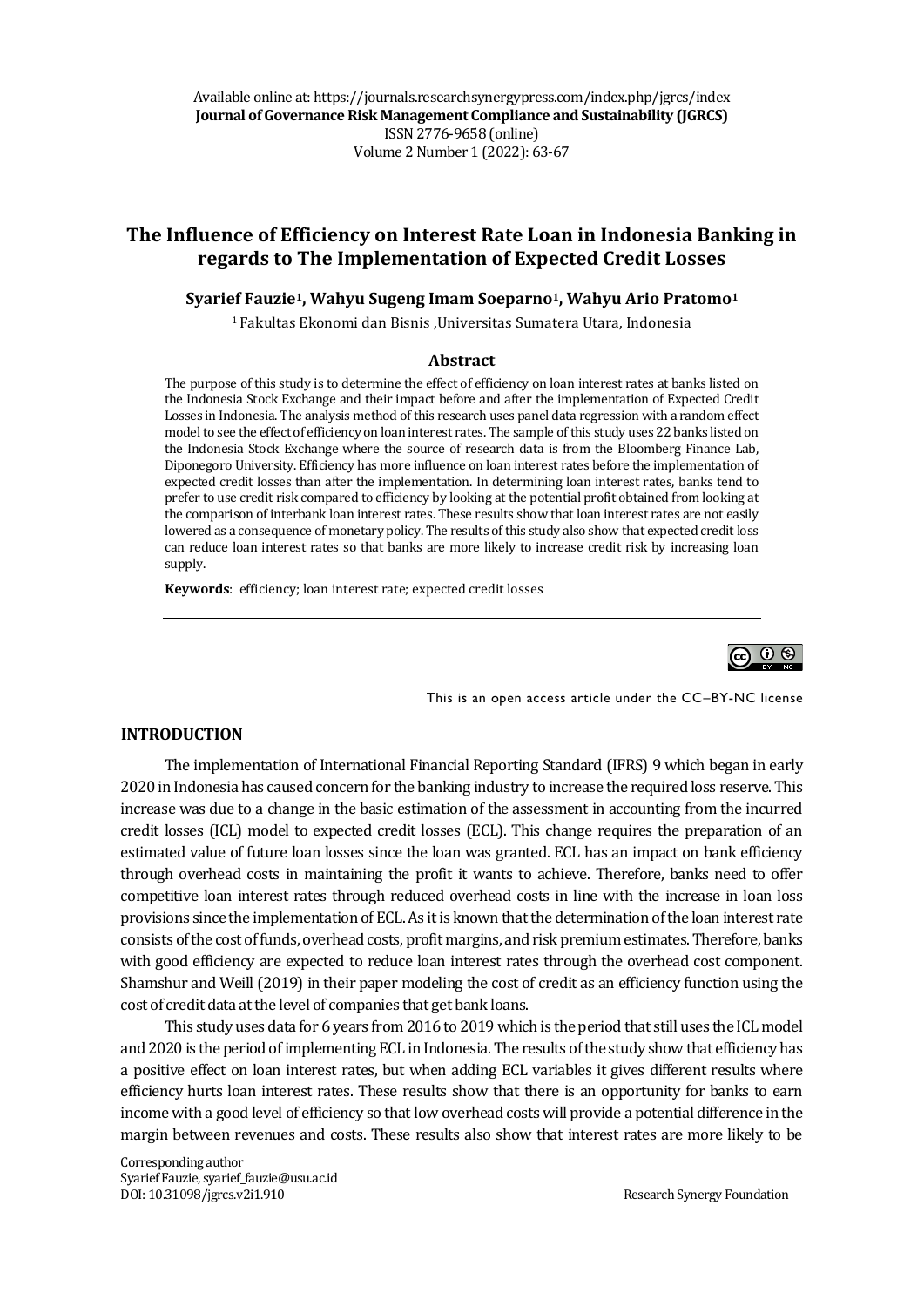Available online at: https://journals.researchsynergypress.com/index.php/jgrcs/index
**Journal of Governance Risk Management Compliance and Sustainability (JGRCS)**
ISSN 2776-9658 (online)
Volume 2 Number 1 (2022): 63-67

# The Influence of Efficiency on Interest Rate Loan in Indonesia Banking in regards to The Implementation of Expected Credit Losses

**Syarief Fauzie[1], Wahyu Sugeng Imam Soeparno[1], Wahyu Ario Pratomo[1]**

[1] Fakultas Ekonomi dan Bisnis ,Universitas Sumatera Utara, Indonesia

## Abstract

The purpose of this study is to determine the effect of efficiency on loan interest rates at banks listed on the Indonesia Stock Exchange and their impact before and after the implementation of Expected Credit Losses in Indonesia. The analysis method of this research uses panel data regression with a random effect model to see the effect of efficiency on loan interest rates. The sample of this study uses 22 banks listed on the Indonesia Stock Exchange where the source of research data is from the Bloomberg Finance Lab, Diponegoro University. Efficiency has more influence on loan interest rates before the implementation of expected credit losses than after the implementation. In determining loan interest rates, banks tend to prefer to use credit risk compared to efficiency by looking at the potential profit obtained from looking at the comparison of interbank loan interest rates. These results show that loan interest rates are not easily lowered as a consequence of monetary policy. The results of this study also show that expected credit loss can reduce loan interest rates so that banks are more likely to increase credit risk by increasing loan supply.

**Keywords**: efficiency; loan interest rate; expected credit losses

This is an open access article under the CC–BY-NC license

## INTRODUCTION

The implementation of International Financial Reporting Standard (IFRS) 9 which began in early 2020 in Indonesia has caused concern for the banking industry to increase the required loss reserve. This increase was due to a change in the basic estimation of the assessment in accounting from the incurred credit losses (ICL) model to expected credit losses (ECL). This change requires the preparation of an estimated value of future loan losses since the loan was granted. ECL has an impact on bank efficiency through overhead costs in maintaining the profit it wants to achieve. Therefore, banks need to offer competitive loan interest rates through reduced overhead costs in line with the increase in loan loss provisions since the implementation of ECL. As it is known that the determination of the loan interest rate consists of the cost of funds, overhead costs, profit margins, and risk premium estimates. Therefore, banks with good efficiency are expected to reduce loan interest rates through the overhead cost component. Shamshur and Weill (2019) in their paper modeling the cost of credit as an efficiency function using the cost of credit data at the level of companies that get bank loans.

This study uses data for 6 years from 2016 to 2019 which is the period that still uses the ICL model and 2020 is the period of implementing ECL in Indonesia. The results of the study show that efficiency has a positive effect on loan interest rates, but when adding ECL variables it gives different results where efficiency hurts loan interest rates. These results show that there is an opportunity for banks to earn income with a good level of efficiency so that low overhead costs will provide a potential difference in the margin between revenues and costs. These results also show that interest rates are more likely to be

Corresponding author
Syarief Fauzie, syarief_fauzie@usu.ac.id
DOI: 10.31098/jgrcs.v2i1.910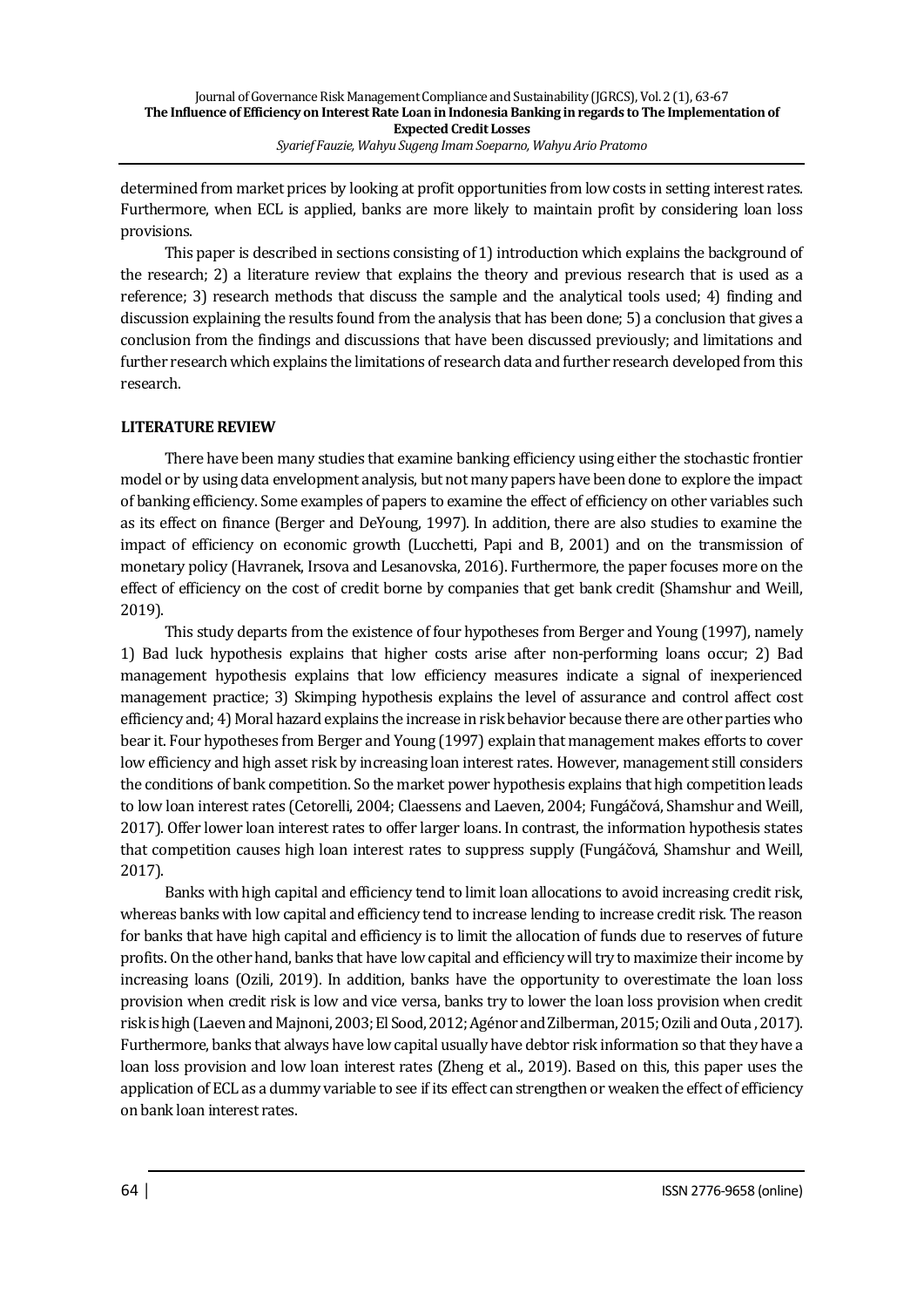determined from market prices by looking at profit opportunities from low costs in setting interest rates. Furthermore, when ECL is applied, banks are more likely to maintain profit by considering loan loss provisions.

This paper is described in sections consisting of 1) introduction which explains the background of the research; 2) a literature review that explains the theory and previous research that is used as a reference; 3) research methods that discuss the sample and the analytical tools used; 4) finding and discussion explaining the results found from the analysis that has been done; 5) a conclusion that gives a conclusion from the findings and discussions that have been discussed previously; and limitations and further research which explains the limitations of research data and further research developed from this research.

## LITERATURE REVIEW

There have been many studies that examine banking efficiency using either the stochastic frontier model or by using data envelopment analysis, but not many papers have been done to explore the impact of banking efficiency. Some examples of papers to examine the effect of efficiency on other variables such as its effect on finance (Berger and DeYoung, 1997). In addition, there are also studies to examine the impact of efficiency on economic growth (Lucchetti, Papi and B, 2001) and on the transmission of monetary policy (Havranek, Irsova and Lesanovska, 2016). Furthermore, the paper focuses more on the effect of efficiency on the cost of credit borne by companies that get bank credit (Shamshur and Weill, 2019).

This study departs from the existence of four hypotheses from Berger and Young (1997), namely 1) Bad luck hypothesis explains that higher costs arise after non-performing loans occur; 2) Bad management hypothesis explains that low efficiency measures indicate a signal of inexperienced management practice; 3) Skimping hypothesis explains the level of assurance and control affect cost efficiency and; 4) Moral hazard explains the increase in risk behavior because there are other parties who bear it. Four hypotheses from Berger and Young (1997) explain that management makes efforts to cover low efficiency and high asset risk by increasing loan interest rates. However, management still considers the conditions of bank competition. So the market power hypothesis explains that high competition leads to low loan interest rates (Cetorelli, 2004; Claessens and Laeven, 2004; Fungáčová, Shamshur and Weill, 2017). Offer lower loan interest rates to offer larger loans. In contrast, the information hypothesis states that competition causes high loan interest rates to suppress supply (Fungáčová, Shamshur and Weill, 2017).

Banks with high capital and efficiency tend to limit loan allocations to avoid increasing credit risk, whereas banks with low capital and efficiency tend to increase lending to increase credit risk. The reason for banks that have high capital and efficiency is to limit the allocation of funds due to reserves of future profits. On the other hand, banks that have low capital and efficiency will try to maximize their income by increasing loans (Ozili, 2019). In addition, banks have the opportunity to overestimate the loan loss provision when credit risk is low and vice versa, banks try to lower the loan loss provision when credit risk is high (Laeven and Majnoni, 2003; El Sood, 2012; Agénor and Zilberman, 2015; Ozili and Outa , 2017). Furthermore, banks that always have low capital usually have debtor risk information so that they have a loan loss provision and low loan interest rates (Zheng et al., 2019). Based on this, this paper uses the application of ECL as a dummy variable to see if its effect can strengthen or weaken the effect of efficiency on bank loan interest rates.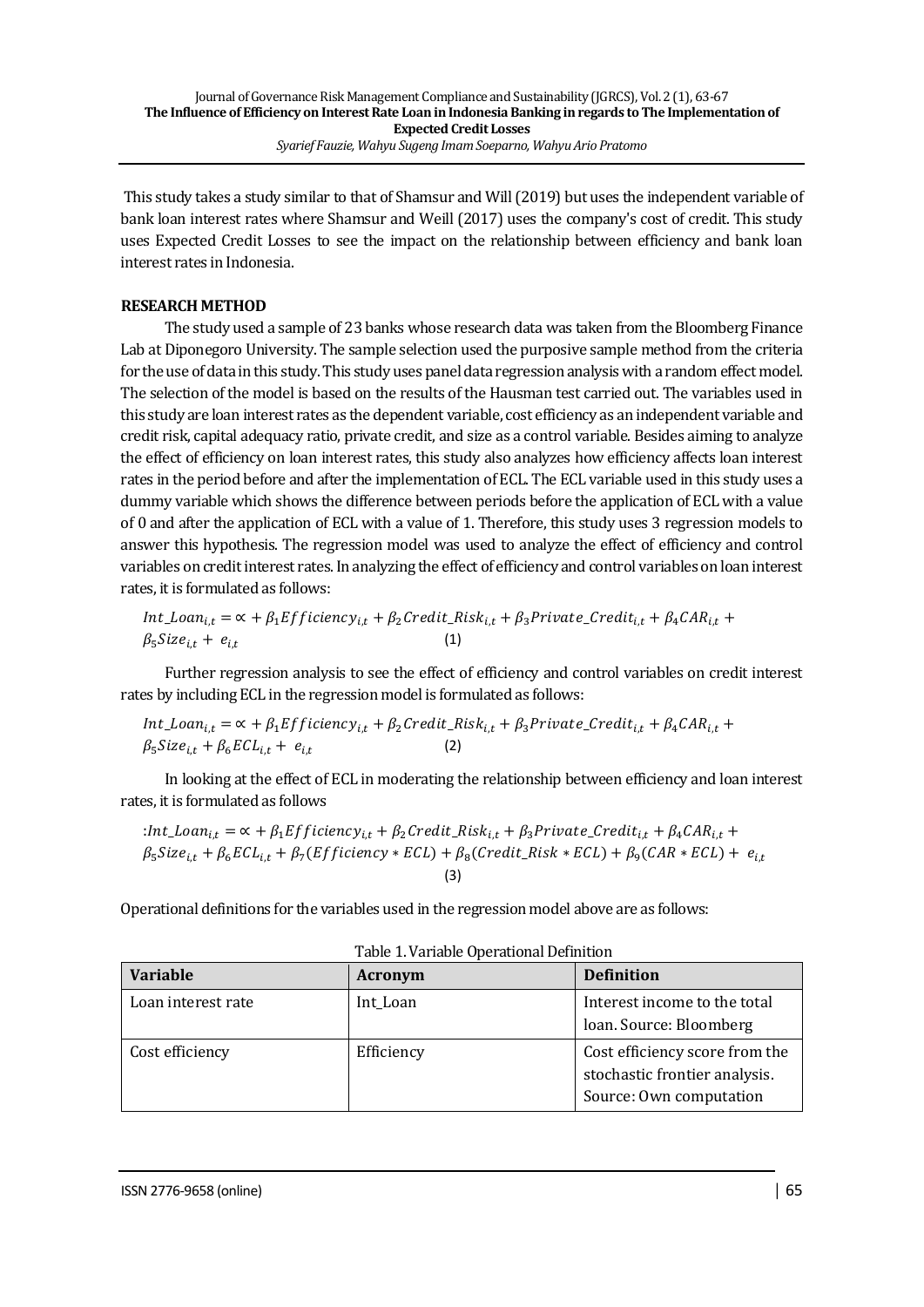This study takes a study similar to that of Shamsur and Will (2019) but uses the independent variable of bank loan interest rates where Shamsur and Weill (2017) uses the company's cost of credit. This study uses Expected Credit Losses to see the impact on the relationship between efficiency and bank loan interest rates in Indonesia.

**RESEARCH METHOD**

The study used a sample of 23 banks whose research data was taken from the Bloomberg Finance Lab at Diponegoro University. The sample selection used the purposive sample method from the criteria for the use of data in this study. This study uses panel data regression analysis with a random effect model. The selection of the model is based on the results of the Hausman test carried out. The variables used in this study are loan interest rates as the dependent variable, cost efficiency as an independent variable and credit risk, capital adequacy ratio, private credit, and size as a control variable. Besides aiming to analyze the effect of efficiency on loan interest rates, this study also analyzes how efficiency affects loan interest rates in the period before and after the implementation of ECL. The ECL variable used in this study uses a dummy variable which shows the difference between periods before the application of ECL with a value of 0 and after the application of ECL with a value of 1. Therefore, this study uses 3 regression models to answer this hypothesis. The regression model was used to analyze the effect of efficiency and control variables on credit interest rates. In analyzing the effect of efficiency and control variables on loan interest rates, it is formulated as follows:

$$Int\_Loan_{i,t} = \propto + \beta_1 Efficiency_{i,t} + \beta_2 Credit\_Risk_{i,t} + \beta_3 Private\_Credit_{i,t} + \beta_4 CAR_{i,t} + \beta_5 Size_{i,t} + e_{i,t} \quad (1)$$

Further regression analysis to see the effect of efficiency and control variables on credit interest rates by including ECL in the regression model is formulated as follows:

$$Int\_Loan_{i,t} = \propto + \beta_1 Efficiency_{i,t} + \beta_2 Credit\_Risk_{i,t} + \beta_3 Private\_Credit_{i,t} + \beta_4 CAR_{i,t} + \beta_5 Size_{i,t} + \beta_6 ECL_{i,t} + e_{i,t} \quad (2)$$

In looking at the effect of ECL in moderating the relationship between efficiency and loan interest rates, it is formulated as follows

$$:Int\_Loan_{i,t} = \propto + \beta_1 Efficiency_{i,t} + \beta_2 Credit\_Risk_{i,t} + \beta_3 Private\_Credit_{i,t} + \beta_4 CAR_{i,t} + \beta_5 Size_{i,t} + \beta_6 ECL_{i,t} + \beta_7 (Efficiency * ECL) + \beta_8 (Credit\_Risk * ECL) + \beta_9 (CAR * ECL) + e_{i,t} \quad (3)$$

Operational definitions for the variables used in the regression model above are as follows:

Table 1. Variable Operational Definition

| Variable | Acronym | Definition |
|---|---|---|
| Loan interest rate | Int_Loan | Interest income to the total loan. Source: Bloomberg |
| Cost efficiency | Efficiency | Cost efficiency score from the stochastic frontier analysis. Source: Own computation |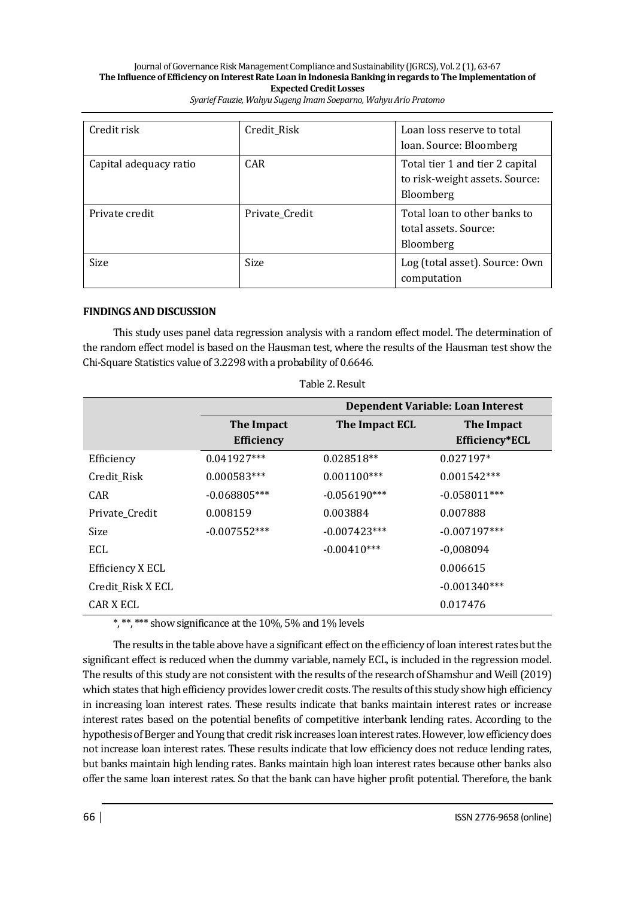| Credit risk | Credit_Risk | Loan loss reserve to total loan. Source: Bloomberg |
|---|---|---|
| Capital adequacy ratio | CAR | Total tier 1 and tier 2 capital to risk-weight assets. Source: Bloomberg |
| Private credit | Private_Credit | Total loan to other banks to total assets. Source: Bloomberg |
| Size | Size | Log (total asset). Source: Own computation |

**FINDINGS AND DISCUSSION**

This study uses panel data regression analysis with a random effect model. The determination of the random effect model is based on the Hausman test, where the results of the Hausman test show the Chi-Square Statistics value of 3.2298 with a probability of 0.6646.

Table 2. Result

| | Dependent Variable: Loan Interest | | |
|---|---|---|---|
| | **The Impact Efficiency** | **The Impact ECL** | **The Impact Efficiency*ECL** |
| Efficiency | 0.041927*** | 0.028518** | 0.027197* |
| Credit_Risk | 0.000583*** | 0.001100*** | 0.001542*** |
| CAR | -0.068805*** | -0.056190*** | -0.058011*** |
| Private_Credit | 0.008159 | 0.003884 | 0.007888 |
| Size | -0.007552*** | -0.007423*** | -0.007197*** |
| ECL | | -0.00410*** | -0,008094 |
| Efficiency X ECL | | | 0.006615 |
| Credit_Risk X ECL | | | -0.001340*** |
| CAR X ECL | | | 0.017476 |

*, **, *** show significance at the 10%, 5% and 1% levels

The results in the table above have a significant effect on the efficiency of loan interest rates but the significant effect is reduced when the dummy variable, namely ECL, is included in the regression model. The results of this study are not consistent with the results of the research of Shamshur and Weill (2019) which states that high efficiency provides lower credit costs. The results of this study show high efficiency in increasing loan interest rates. These results indicate that banks maintain interest rates or increase interest rates based on the potential benefits of competitive interbank lending rates. According to the hypothesis of Berger and Young that credit risk increases loan interest rates. However, low efficiency does not increase loan interest rates. These results indicate that low efficiency does not reduce lending rates, but banks maintain high lending rates. Banks maintain high loan interest rates because other banks also offer the same loan interest rates. So that the bank can have higher profit potential. Therefore, the bank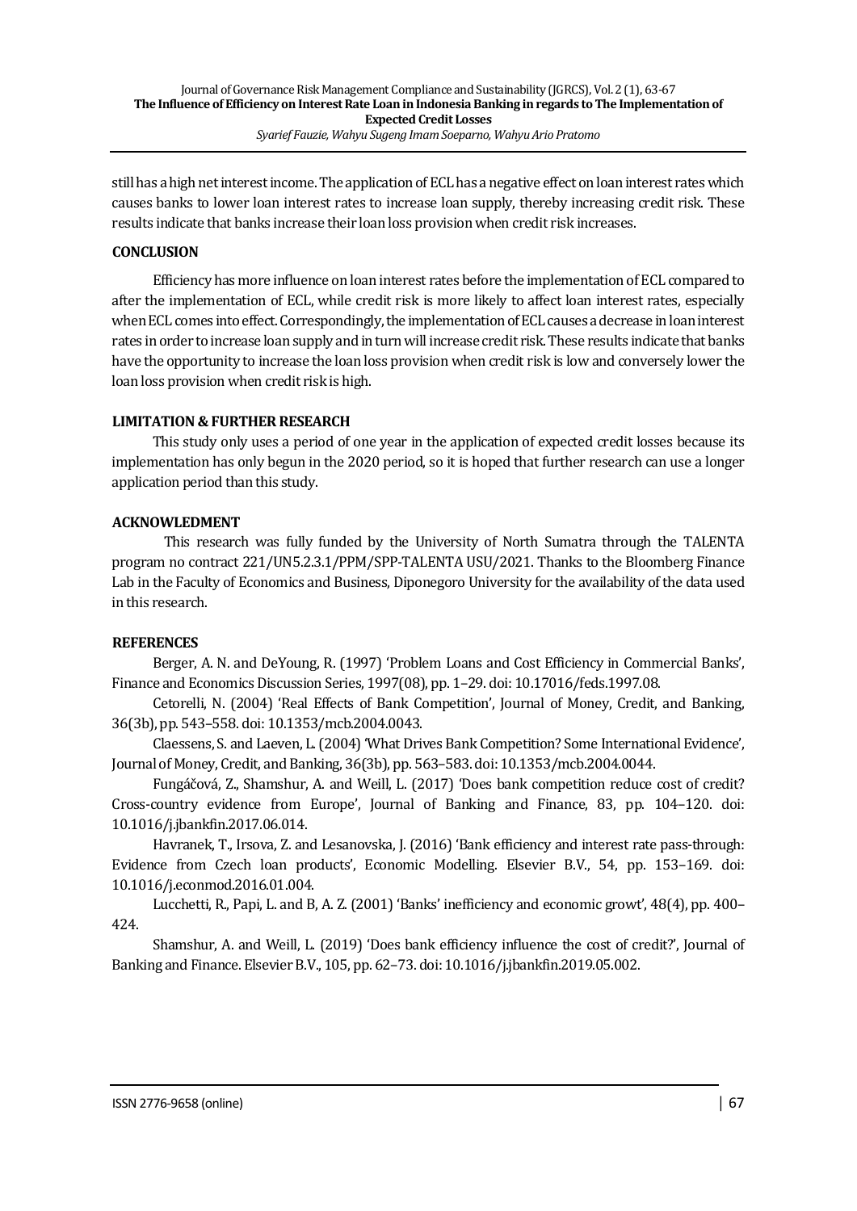still has a high net interest income. The application of ECL has a negative effect on loan interest rates which causes banks to lower loan interest rates to increase loan supply, thereby increasing credit risk. These results indicate that banks increase their loan loss provision when credit risk increases.

## CONCLUSION

Efficiency has more influence on loan interest rates before the implementation of ECL compared to after the implementation of ECL, while credit risk is more likely to affect loan interest rates, especially when ECL comes into effect. Correspondingly, the implementation of ECL causes a decrease in loan interest rates in order to increase loan supply and in turn will increase credit risk. These results indicate that banks have the opportunity to increase the loan loss provision when credit risk is low and conversely lower the loan loss provision when credit risk is high.

## LIMITATION & FURTHER RESEARCH

This study only uses a period of one year in the application of expected credit losses because its implementation has only begun in the 2020 period, so it is hoped that further research can use a longer application period than this study.

## ACKNOWLEDMENT

This research was fully funded by the University of North Sumatra through the TALENTA program no contract 221/UN5.2.3.1/PPM/SPP-TALENTA USU/2021. Thanks to the Bloomberg Finance Lab in the Faculty of Economics and Business, Diponegoro University for the availability of the data used in this research.

## REFERENCES

Berger, A. N. and DeYoung, R. (1997) 'Problem Loans and Cost Efficiency in Commercial Banks', Finance and Economics Discussion Series, 1997(08), pp. 1–29. doi: 10.17016/feds.1997.08.

Cetorelli, N. (2004) 'Real Effects of Bank Competition', Journal of Money, Credit, and Banking, 36(3b), pp. 543–558. doi: 10.1353/mcb.2004.0043.

Claessens, S. and Laeven, L. (2004) 'What Drives Bank Competition? Some International Evidence', Journal of Money, Credit, and Banking, 36(3b), pp. 563–583. doi: 10.1353/mcb.2004.0044.

Fungáčová, Z., Shamshur, A. and Weill, L. (2017) 'Does bank competition reduce cost of credit? Cross-country evidence from Europe', Journal of Banking and Finance, 83, pp. 104–120. doi: 10.1016/j.jbankfin.2017.06.014.

Havranek, T., Irsova, Z. and Lesanovska, J. (2016) 'Bank efficiency and interest rate pass-through: Evidence from Czech loan products', Economic Modelling. Elsevier B.V., 54, pp. 153–169. doi: 10.1016/j.econmod.2016.01.004.

Lucchetti, R., Papi, L. and B, A. Z. (2001) 'Banks' inefficiency and economic growt', 48(4), pp. 400–424.

Shamshur, A. and Weill, L. (2019) 'Does bank efficiency influence the cost of credit?', Journal of Banking and Finance. Elsevier B.V., 105, pp. 62–73. doi: 10.1016/j.jbankfin.2019.05.002.